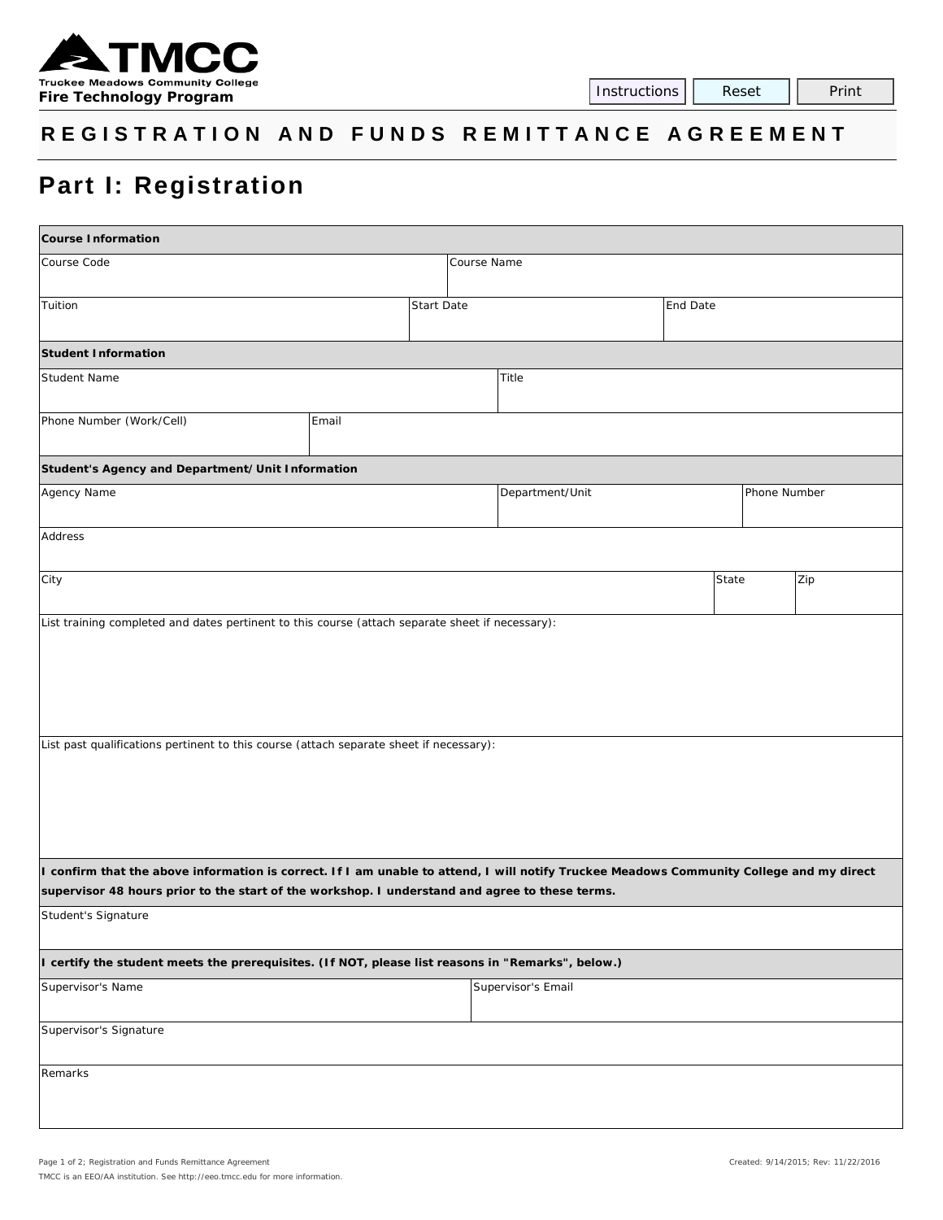Truckee Meadows Community College

**Fire Technology Program**

# REGISTRATION AND FUNDS REMITTANCE AGREEMENT

## Part I: Registration

| **Course Information** | | |
|---|---|---|
| Course Code | Course Name | |
| Tuition | Start Date | End Date |

| **Student Information** | |
|---|---|
| Student Name | Title |
| Phone Number (Work/Cell) | Email |

| **Student's Agency and Department/Unit Information** | | |
|---|---|---|
| Agency Name | Department/Unit | Phone Number |
| Address | | |
| City | State | Zip |

List training completed and dates pertinent to this course (attach separate sheet if necessary):

List past qualifications pertinent to this course (attach separate sheet if necessary):

**I confirm that the above information is correct. If I am unable to attend, I will notify Truckee Meadows Community College and my direct supervisor 48 hours prior to the start of the workshop. I understand and agree to these terms.**

Student's Signature

**I certify the student meets the prerequisites. (If NOT, please list reasons in "Remarks", below.)**

| Supervisor's Name | Supervisor's Email |
|---|---|
| Supervisor's Signature | |
| Remarks | |

Created: 9/14/2015; Rev: 11/22/2016

TMCC is an EEO/AA institution. See http://eeo.tmcc.edu for more information.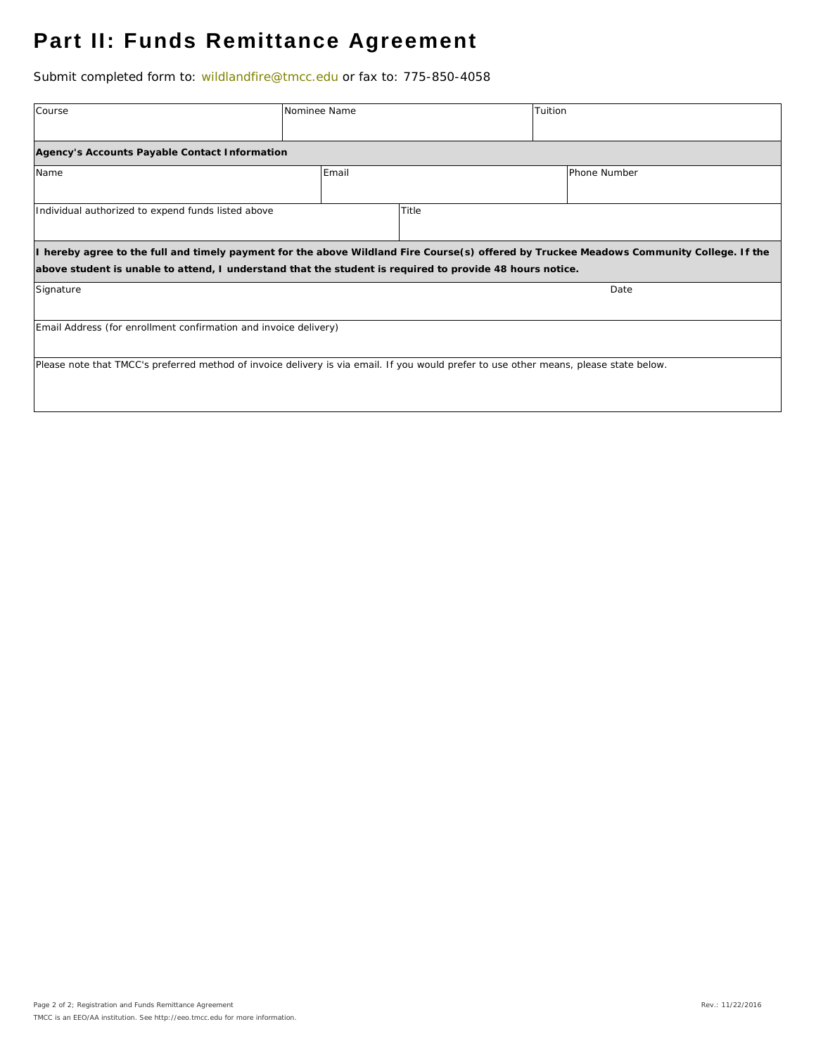# Part II: Funds Remittance Agreement

Submit completed form to: wildlandfire@tmcc.edu or fax to: 775-850-4058

| Course | Nominee Name | Tuition |
|---|---|---|
| | | |

**Agency's Accounts Payable Contact Information**

| Name | Email | Phone Number |
|---|---|---|
| | | |

| Individual authorized to expend funds listed above | Title |
|---|---|
| | |

**I hereby agree to the full and timely payment for the above Wildland Fire Course(s) offered by Truckee Meadows Community College. If the above student is unable to attend, I understand that the student is required to provide 48 hours notice.**

| Signature | Date |
|---|---|
| | |

Email Address (for enrollment confirmation and invoice delivery)

Please note that TMCC's preferred method of invoice delivery is via email. If you would prefer to use other means, please state below.

Rev.: 11/22/2016

TMCC is an EEO/AA institution. See http://eeo.tmcc.edu for more information.